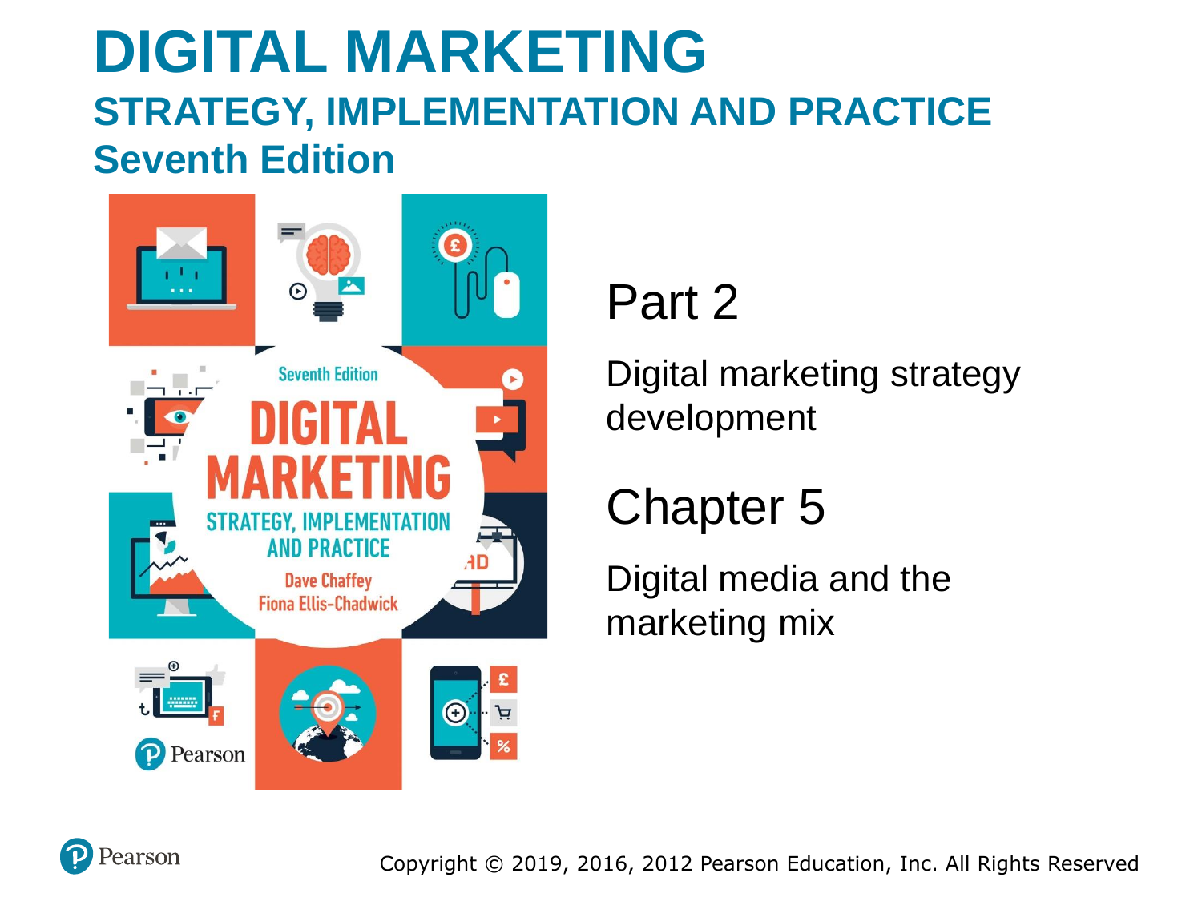# DIGITAL MARKETING

## STRATEGY, IMPLEMENTATION AND PRACTICE

## Seventh Edition

Part 2

Digital marketing strategy development

Chapter 5

Digital media and the marketing mix

Copyright © 2019, 2016, 2012 Pearson Education, Inc. All Rights Reserved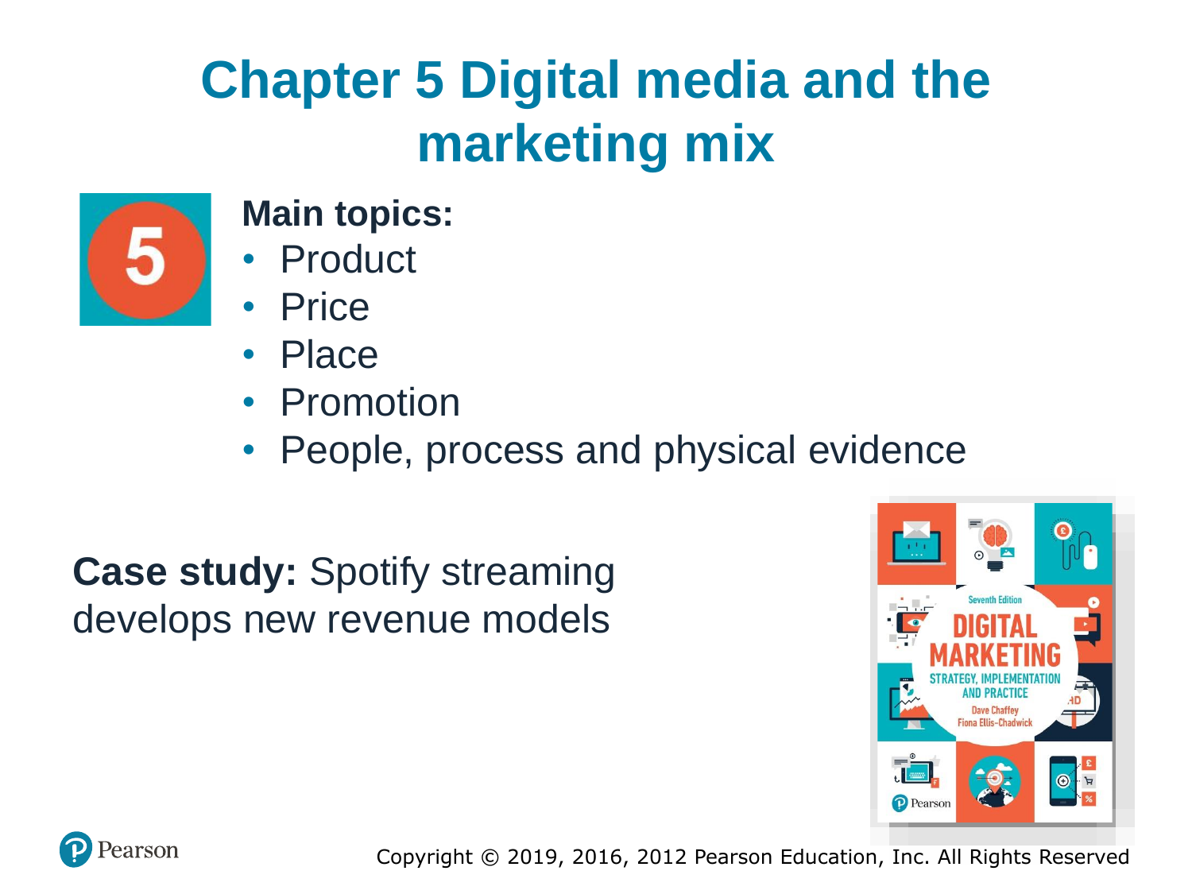# Chapter 5 Digital media and the marketing mix

**Main topics:**

- Product
- Price
- Place
- Promotion
- People, process and physical evidence

**Case study:** Spotify streaming develops new revenue models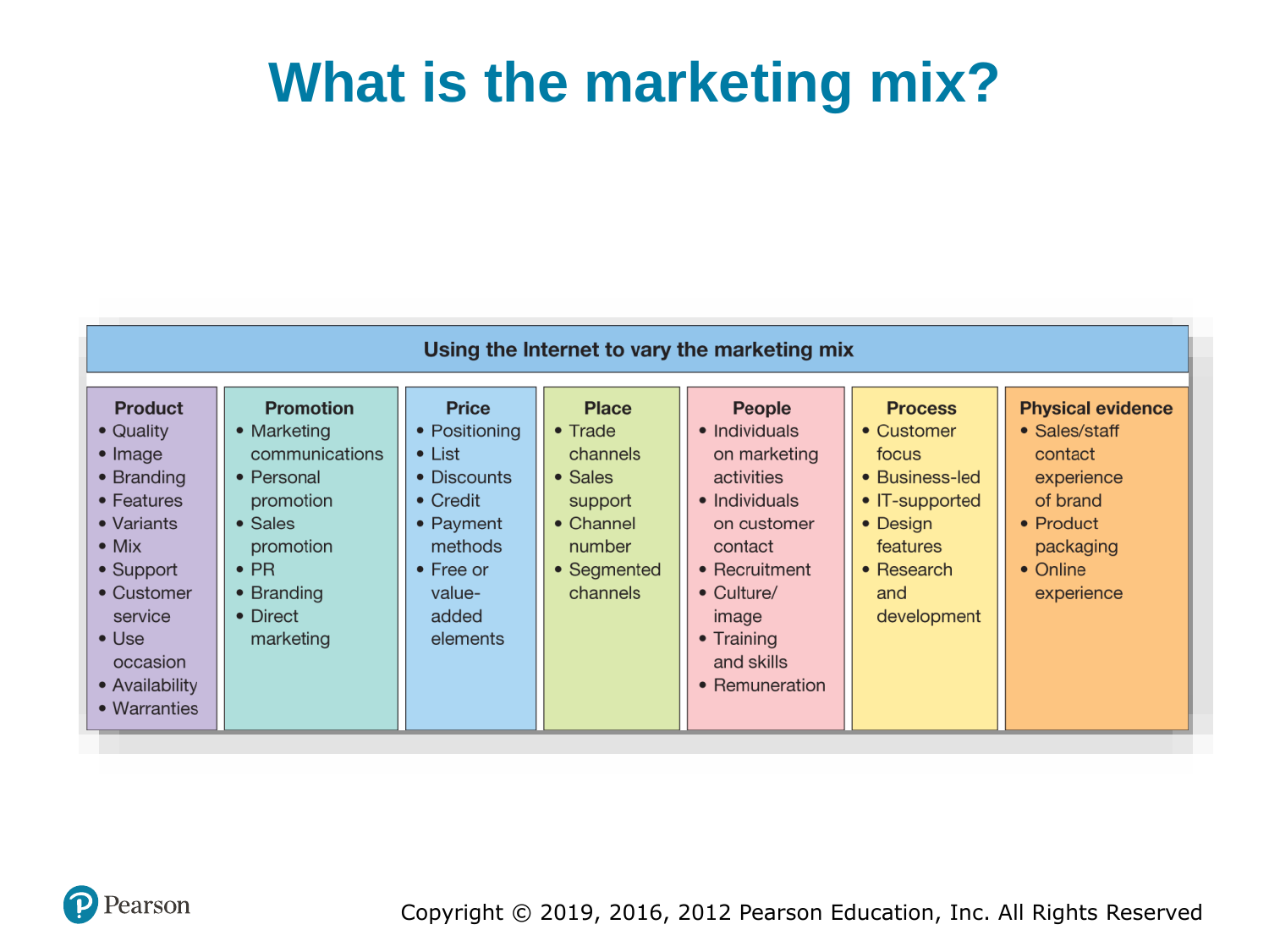# What is the marketing mix?

**Using the Internet to vary the marketing mix**

| Product | Promotion | Price | Place | People | Process | Physical evidence |
| --- | --- | --- | --- | --- | --- | --- |
| • Quality<br>• Image<br>• Branding<br>• Features<br>• Variants<br>• Mix<br>• Support<br>• Customer service<br>• Use occasion<br>• Availability<br>• Warranties | • Marketing communications<br>• Personal promotion<br>• Sales promotion<br>• PR<br>• Branding<br>• Direct marketing | • Positioning<br>• List<br>• Discounts<br>• Credit<br>• Payment methods<br>• Free or value-added elements | • Trade channels<br>• Sales support<br>• Channel number<br>• Segmented channels | • Individuals on marketing activities<br>• Individuals on customer contact<br>• Recruitment<br>• Culture/ image<br>• Training and skills<br>• Remuneration | • Customer focus<br>• Business-led<br>• IT-supported<br>• Design features<br>• Research and development | • Sales/staff contact experience of brand<br>• Product packaging<br>• Online experience |

Copyright © 2019, 2016, 2012 Pearson Education, Inc. All Rights Reserved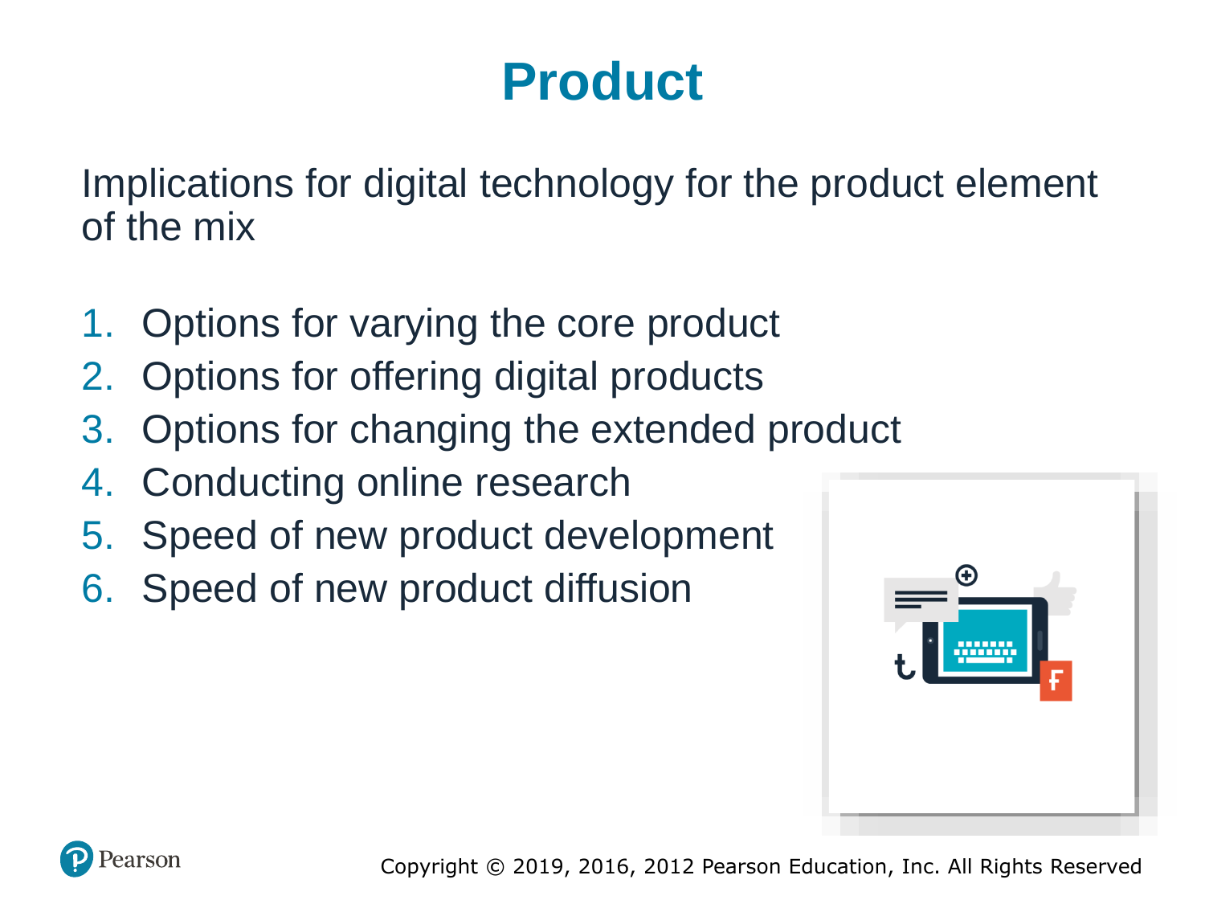# Product

Implications for digital technology for the product element of the mix

1. Options for varying the core product
2. Options for offering digital products
3. Options for changing the extended product
4. Conducting online research
5. Speed of new product development
6. Speed of new product diffusion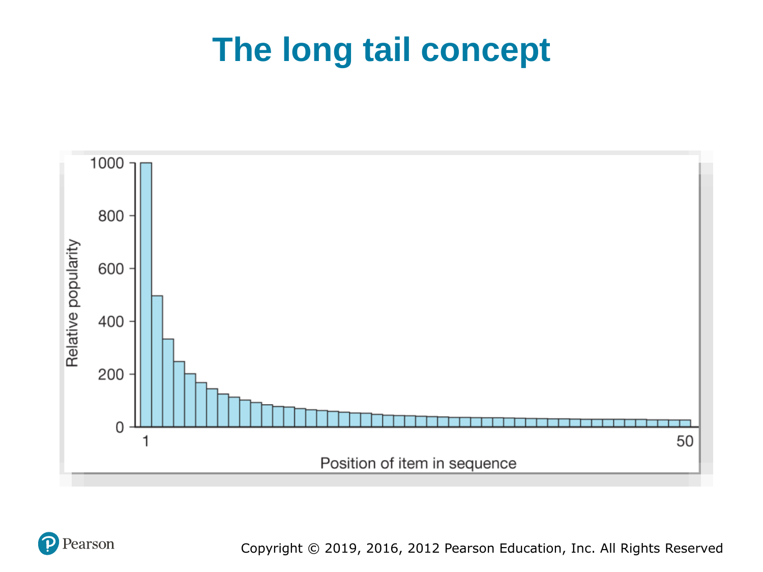# The long tail concept

Relative popularity

1000

800

600

400

200

0

1

50

Position of item in sequence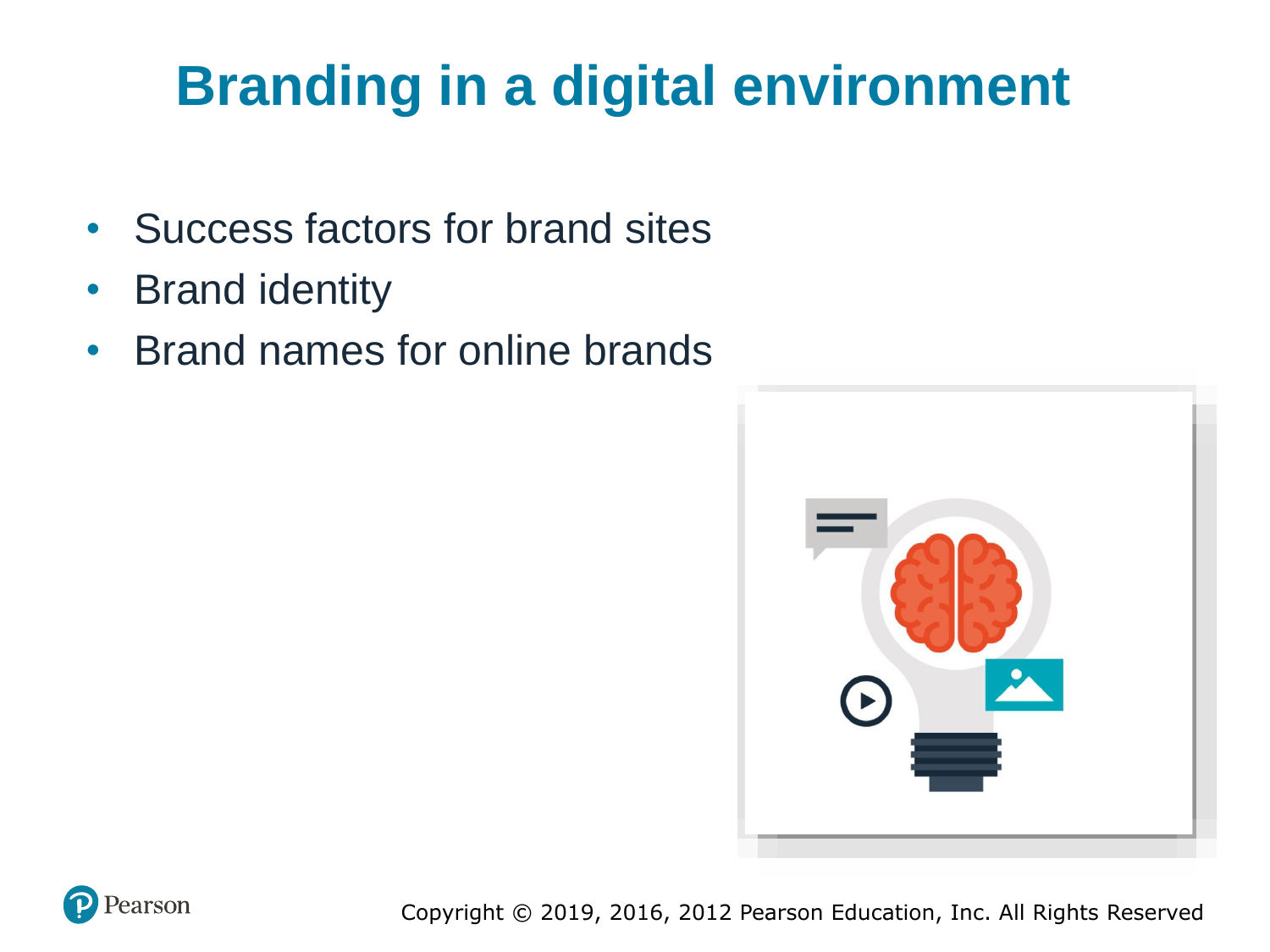# Branding in a digital environment

- Success factors for brand sites
- Brand identity
- Brand names for online brands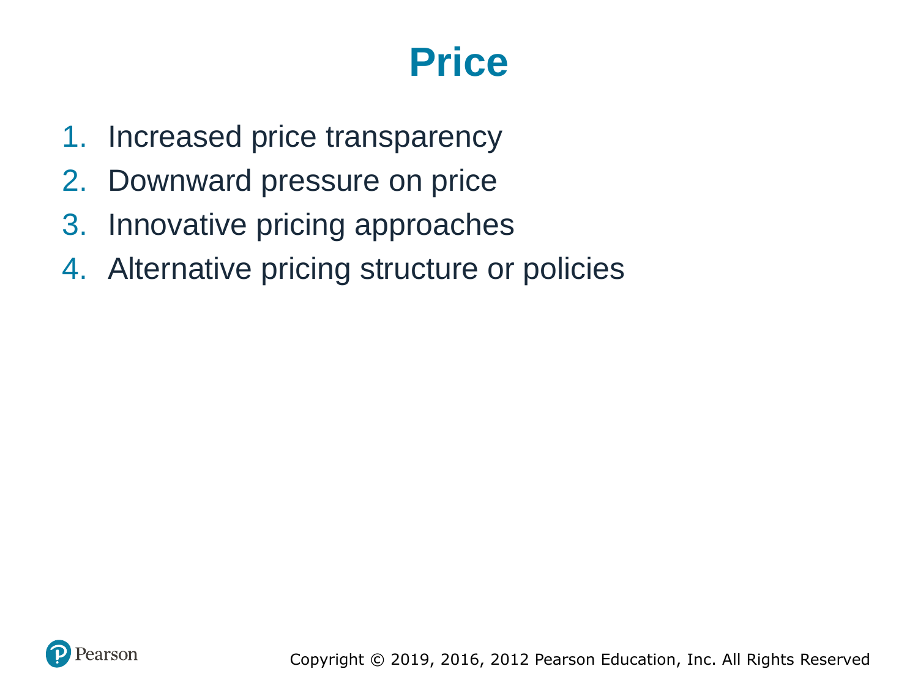# Price

1. Increased price transparency
2. Downward pressure on price
3. Innovative pricing approaches
4. Alternative pricing structure or policies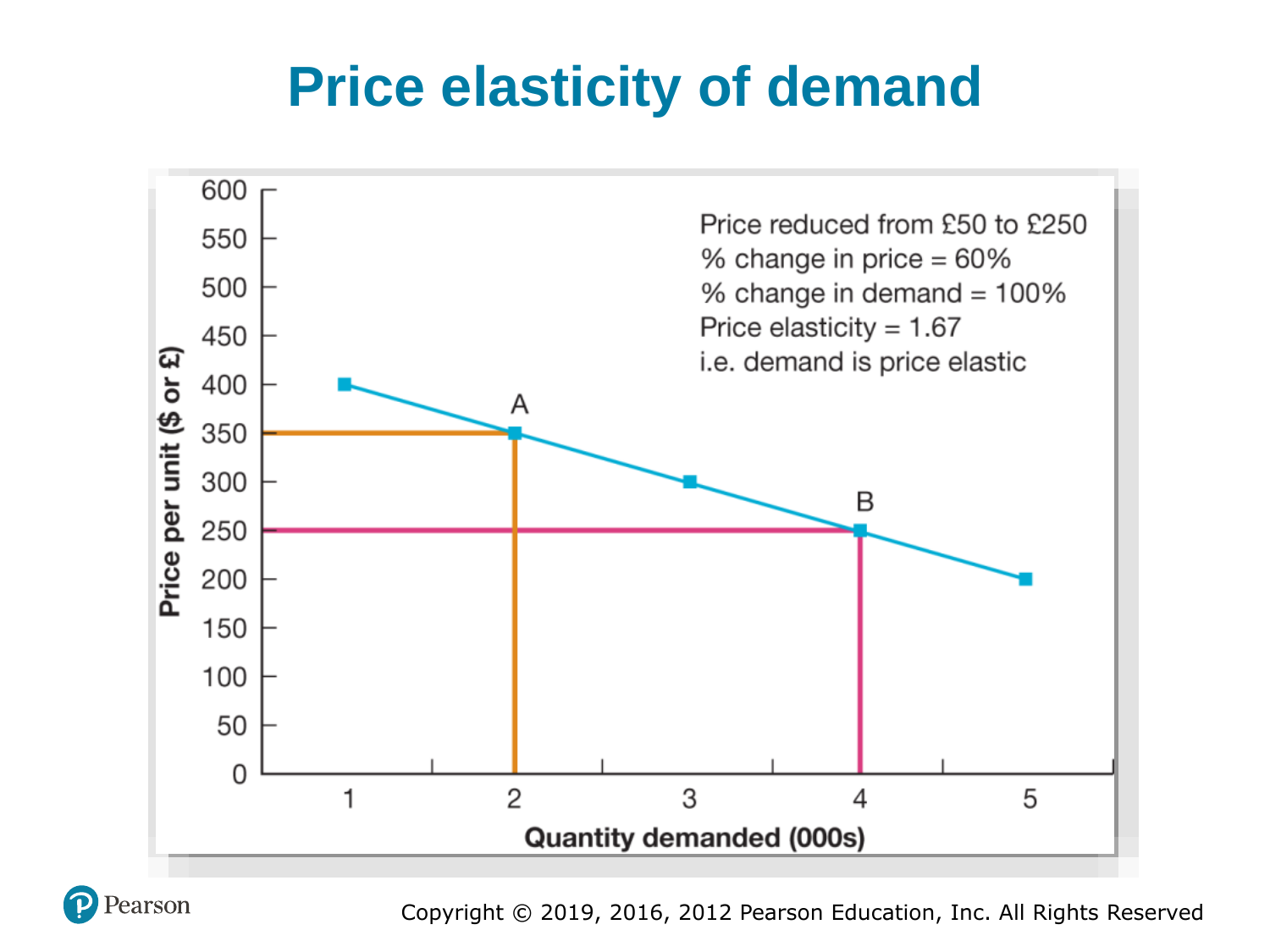# Price elasticity of demand

Price reduced from £50 to £250
% change in price = 60%
% change in demand = 100%
Price elasticity = 1.67
i.e. demand is price elastic

Price per unit ($ or £)

Quantity demanded (000s)

A

B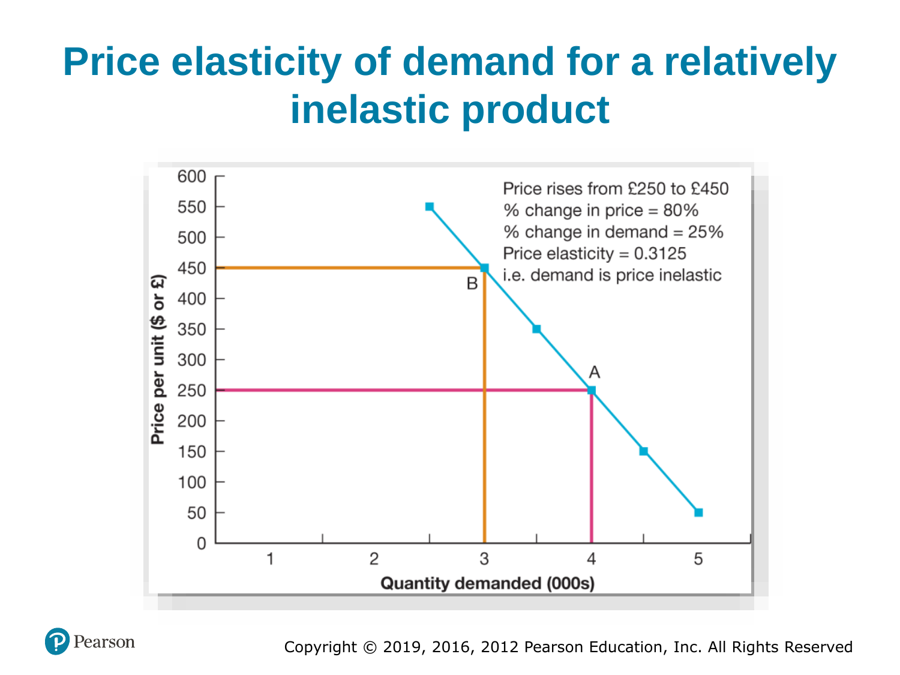# Price elasticity of demand for a relatively inelastic product

Price rises from £250 to £450
% change in price = 80%
% change in demand = 25%
Price elasticity = 0.3125
i.e. demand is price inelastic

Price per unit ($ or £)

Quantity demanded (000s)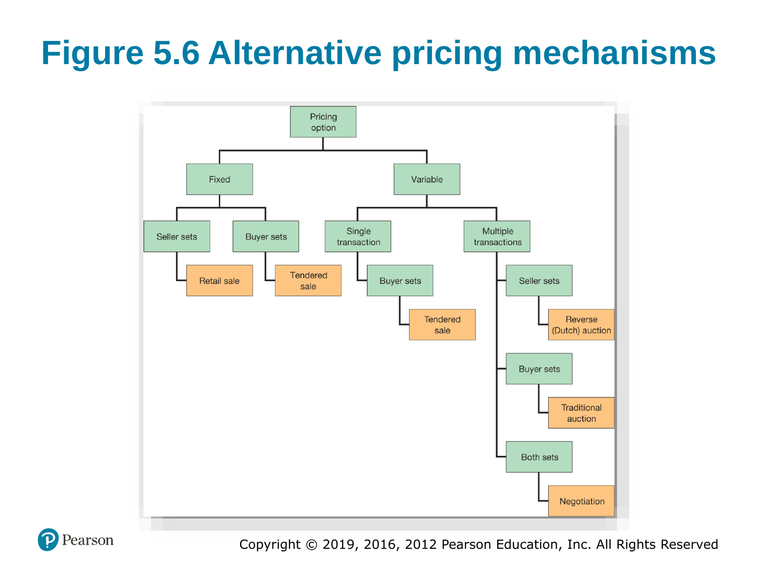# Figure 5.6 Alternative pricing mechanisms

- Pricing option
  - Fixed
    - Seller sets
      - Retail sale
    - Buyer sets
      - Tendered sale
  - Variable
    - Single transaction
      - Buyer sets
        - Tendered sale
    - Multiple transactions
      - Seller sets
        - Reverse (Dutch) auction
      - Buyer sets
        - Traditional auction
      - Both sets
        - Negotiation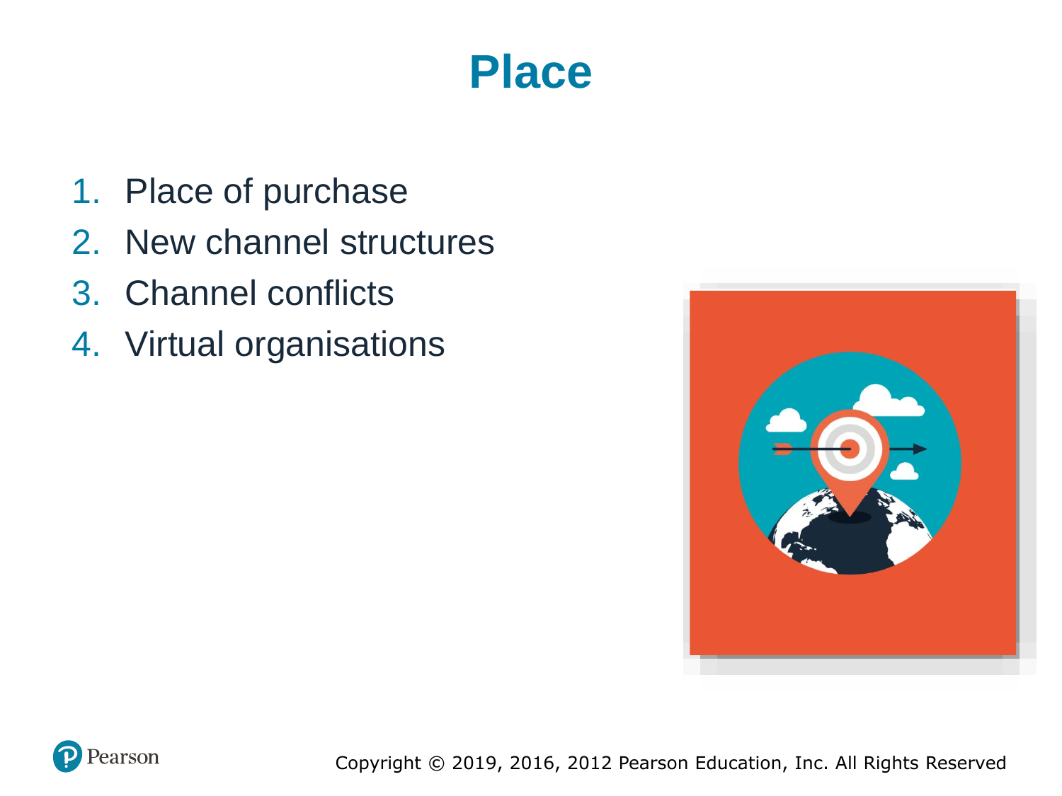# Place

1. Place of purchase
2. New channel structures
3. Channel conflicts
4. Virtual organisations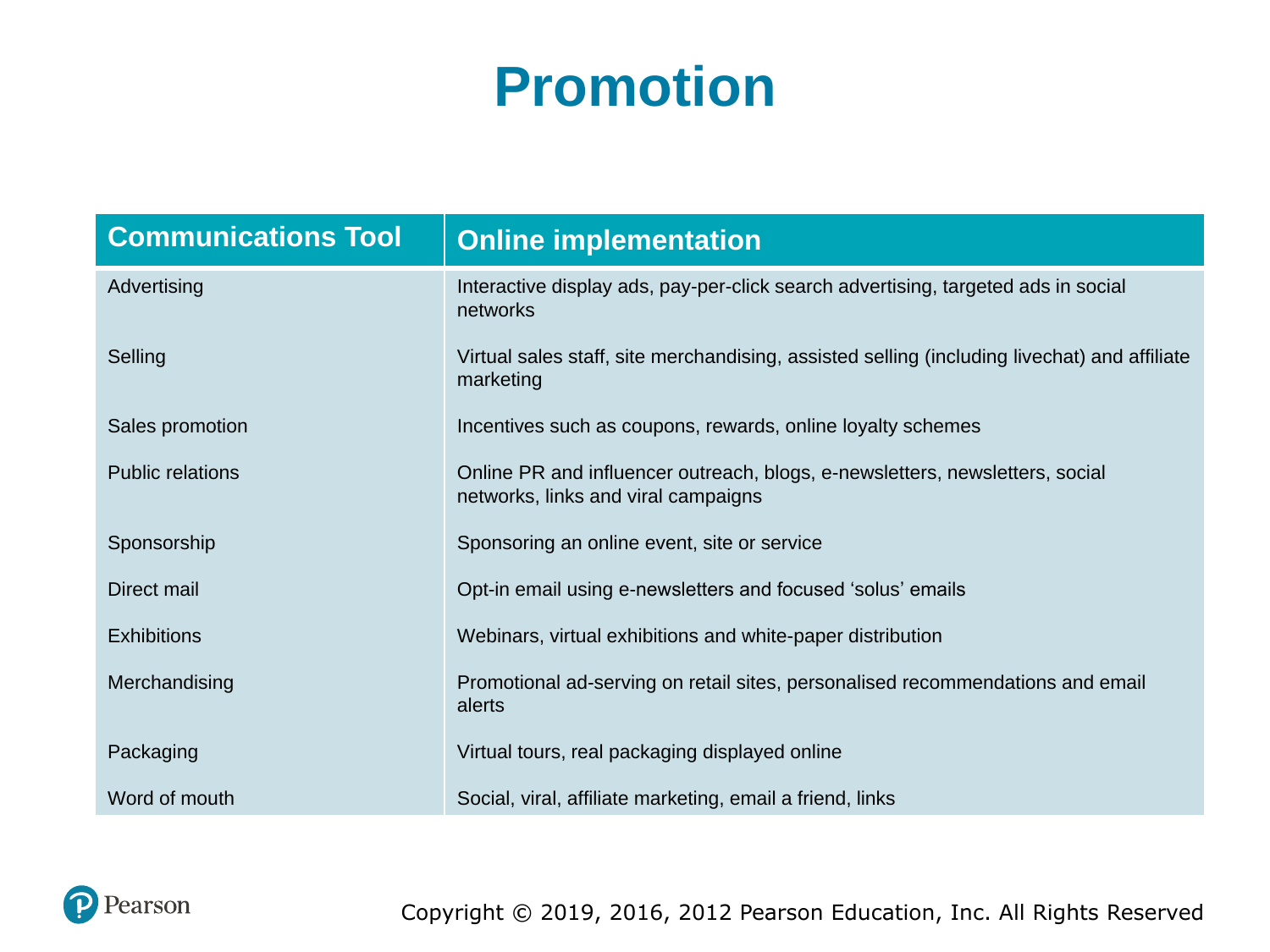# Promotion

| Communications Tool | Online implementation |
| --- | --- |
| Advertising | Interactive display ads, pay-per-click search advertising, targeted ads in social networks |
| Selling | Virtual sales staff, site merchandising, assisted selling (including livechat) and affiliate marketing |
| Sales promotion | Incentives such as coupons, rewards, online loyalty schemes |
| Public relations | Online PR and influencer outreach, blogs, e-newsletters, newsletters, social networks, links and viral campaigns |
| Sponsorship | Sponsoring an online event, site or service |
| Direct mail | Opt-in email using e-newsletters and focused 'solus' emails |
| Exhibitions | Webinars, virtual exhibitions and white-paper distribution |
| Merchandising | Promotional ad-serving on retail sites, personalised recommendations and email alerts |
| Packaging | Virtual tours, real packaging displayed online |
| Word of mouth | Social, viral, affiliate marketing, email a friend, links |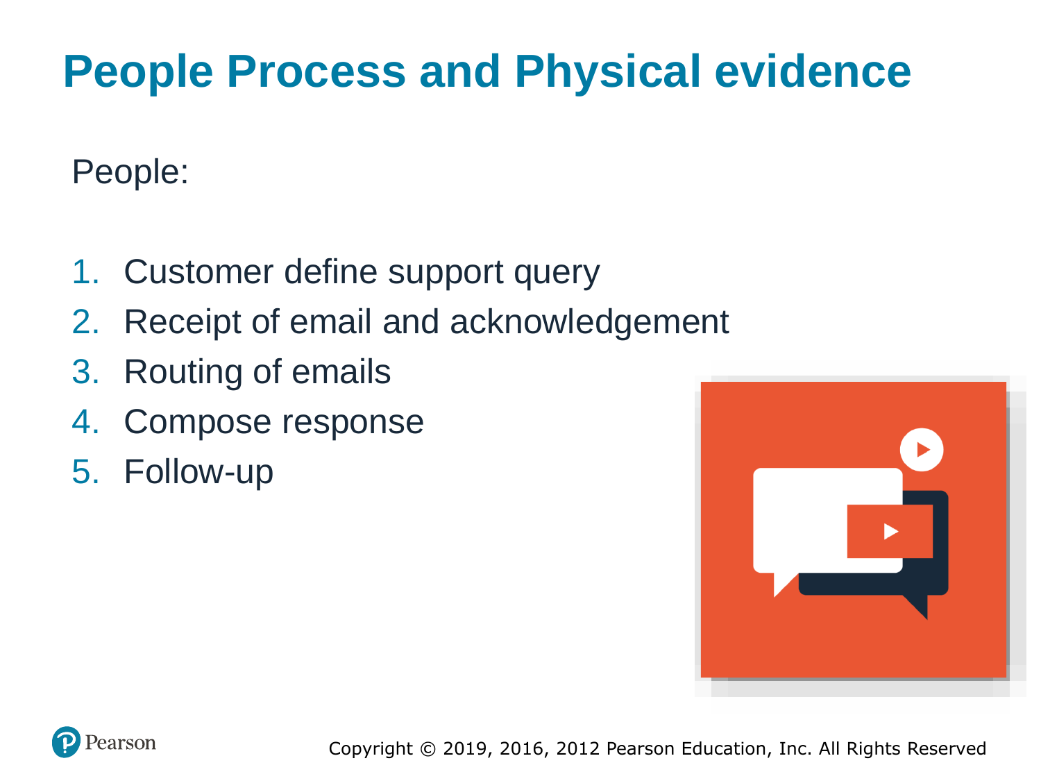# People Process and Physical evidence

People:

1. Customer define support query
2. Receipt of email and acknowledgement
3. Routing of emails
4. Compose response
5. Follow-up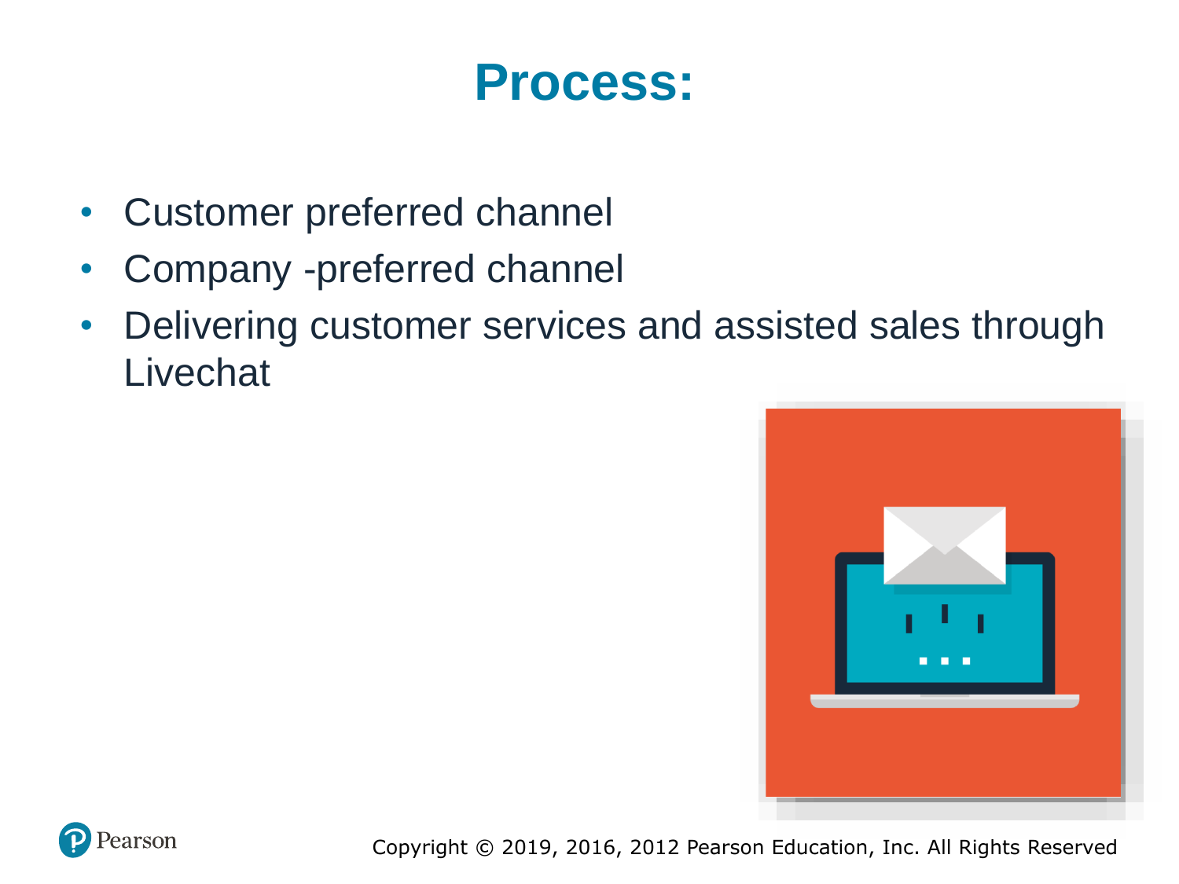# Process:

- Customer preferred channel
- Company -preferred channel
- Delivering customer services and assisted sales through Livechat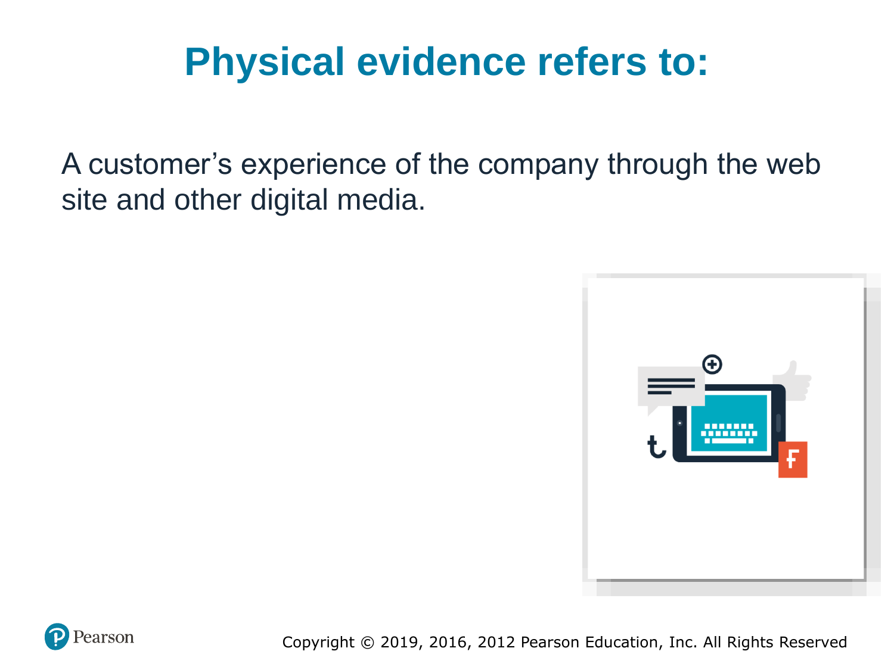# Physical evidence refers to:

A customer’s experience of the company through the web site and other digital media.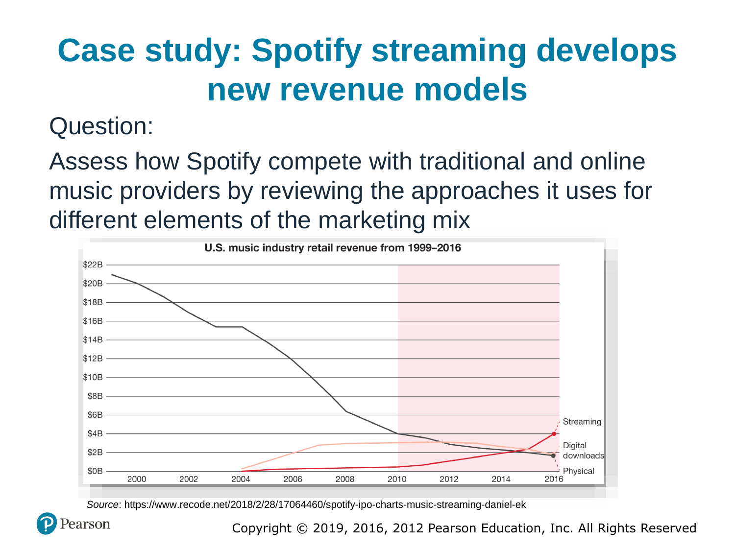# Case study: Spotify streaming develops new revenue models

Question:

Assess how Spotify compete with traditional and online music providers by reviewing the approaches it uses for different elements of the marketing mix

U.S. music industry retail revenue from 1999–2016

$22B
$20B
$18B
$16B
$14B
$12B
$10B
$8B
$6B
$4B
$2B
$0B

2000
2002
2004
2006
2008
2010
2012
2014
2016

Streaming
Digital downloads
Physical

*Source*: https://www.recode.net/2018/2/28/17064460/spotify-ipo-charts-music-streaming-daniel-ek